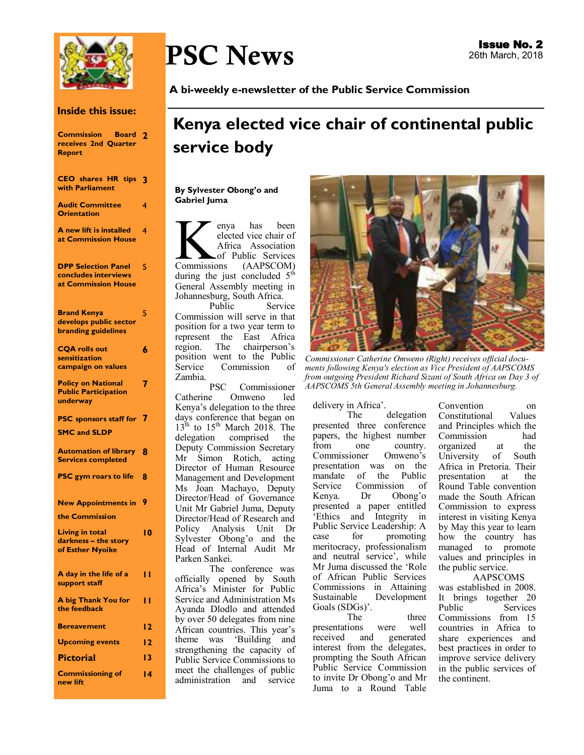# PSC News

**Issue No. 2**
26th March, 2018

**A bi-weekly e-newsletter of the Public Service Commission**

**Inside this issue:**

- Commission Board receives 2nd Quarter Report — 2
- CEO shares HR tips with Parliament — 3
- Audit Committee Orientation — 4
- A new lift is installed at Commission House — 4
- DPP Selection Panel concludes interviews at Commission House — 5
- Brand Kenya develops public sector branding guidelines — 5
- CQA rolls out sensitization campaign on values — 6
- Policy on National Public Participation underway — 7
- PSC sponsors staff for SMC and SLDP — 7
- Automation of library Services completed — 8
- PSC gym roars to life — 8
- New Appointments in the Commission — 9
- Living in total darkness – the story of Esther Nyoike — 10
- A day in the life of a support staff — 11
- A big Thank You for the feedback — 11
- Bereavement — 12
- Upcoming events — 12
- Pictorial — 13
- Commissioning of new lift — 14

## Kenya elected vice chair of continental public service body

**By Sylvester Obong'o and Gabriel Juma**

Kenya has been elected vice chair of Africa Association of Public Services Commissions (AAPSCOM) during the just concluded 5th General Assembly meeting in Johannesburg, South Africa.

Public Service Commission will serve in that position for a two year term to represent the East Africa region. The chairperson's position went to the Public Service Commission of Zambia.

PSC Commissioner Catherine Omweno led Kenya's delegation to the three days conference that began on 13th to 15th March 2018. The delegation comprised the Deputy Commission Secretary Mr Simon Rotich, acting Director of Human Resource Management and Development Ms Joan Machayo, Deputy Director/Head of Governance Unit Mr Gabriel Juma, Deputy Director/Head of Research and Policy Analysis Unit Dr Sylvester Obong'o and the Head of Internal Audit Mr Parken Sankei.

The conference was officially opened by South Africa's Minister for Public Service and Administration Ms Ayanda Dlodlo and attended by over 50 delegates from nine African countries. This year's theme was 'Building and strengthening the capacity of Public Service Commissions to meet the challenges of public administration and service delivery in Africa'.

*Commissioner Catherine Omweno (Right) receives official documents following Kenya's election as Vice President of AAPSCOMS from outgoing President Richard Sizani of South Africa on Day 3 of AAPSCOMS 5th General Assembly meeting in Johannesburg.*

The delegation presented three conference papers, the highest number from one country. Commissioner Omweno's presentation was on the mandate of the Public Service Commission of Kenya. Dr Obong'o presented a paper entitled 'Ethics and Integrity in Public Service Leadership: A case for promoting meritocracy, professionalism and neutral service', while Mr Juma discussed the 'Role of African Public Services Commissions in Attaining Sustainable Development Goals (SDGs)'.

The three presentations were well received and generated interest from the delegates, prompting the South African Public Service Commission to invite Dr Obong'o and Mr Juma to a Round Table Convention on Constitutional Values and Principles which the Commission had organized at the University of South Africa in Pretoria. Their presentation at the Round Table convention made the South African Commission to express interest in visiting Kenya by May this year to learn how the country has managed to promote values and principles in the public service.

AAPSCOMS was established in 2008. It brings together 20 Public Services Commissions from 15 countries in Africa to share experiences and best practices in order to improve service delivery in the public services of the continent.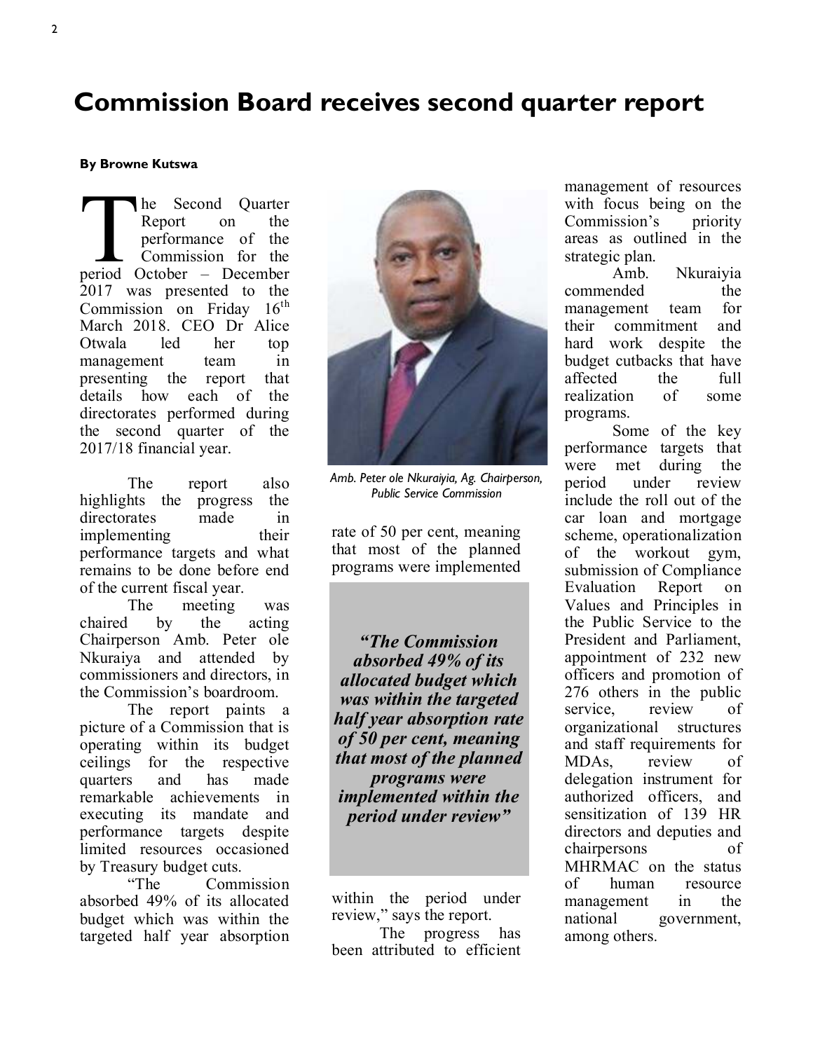# Commission Board receives second quarter report

**By Browne Kutswa**

The Second Quarter Report on the performance of the Commission for the period October – December 2017 was presented to the Commission on Friday 16th March 2018. CEO Dr Alice Otwala led her top management team in presenting the report that details how each of the directorates performed during the second quarter of the 2017/18 financial year.

The report also highlights the progress the directorates made in implementing their performance targets and what remains to be done before end of the current fiscal year.

The meeting was chaired by the acting Chairperson Amb. Peter ole Nkuraiya and attended by commissioners and directors, in the Commission's boardroom.

The report paints a picture of a Commission that is operating within its budget ceilings for the respective quarters and has made remarkable achievements in executing its mandate and performance targets despite limited resources occasioned by Treasury budget cuts.

*Amb. Peter ole Nkuraiyia, Ag. Chairperson, Public Service Commission*

"The Commission absorbed 49% of its allocated budget which was within the targeted half year absorption rate of 50 per cent, meaning that most of the planned programs were implemented within the period under review," says the report.

> ***"The Commission absorbed 49% of its allocated budget which was within the targeted half year absorption rate of 50 per cent, meaning that most of the planned programs were implemented within the period under review"***

The progress has been attributed to efficient management of resources with focus being on the Commission's priority areas as outlined in the strategic plan.

Amb. Nkuraiyia commended the management team for their commitment and hard work despite the budget cutbacks that have affected the full realization of some programs.

Some of the key performance targets that were met during the period under review include the roll out of the car loan and mortgage scheme, operationalization of the workout gym, submission of Compliance Evaluation Report on Values and Principles in the Public Service to the President and Parliament, appointment of 232 new officers and promotion of 276 others in the public service, review of organizational structures and staff requirements for MDAs, review of delegation instrument for authorized officers, and sensitization of 139 HR directors and deputies and chairpersons of MHRMAC on the status of human resource management in the national government, among others.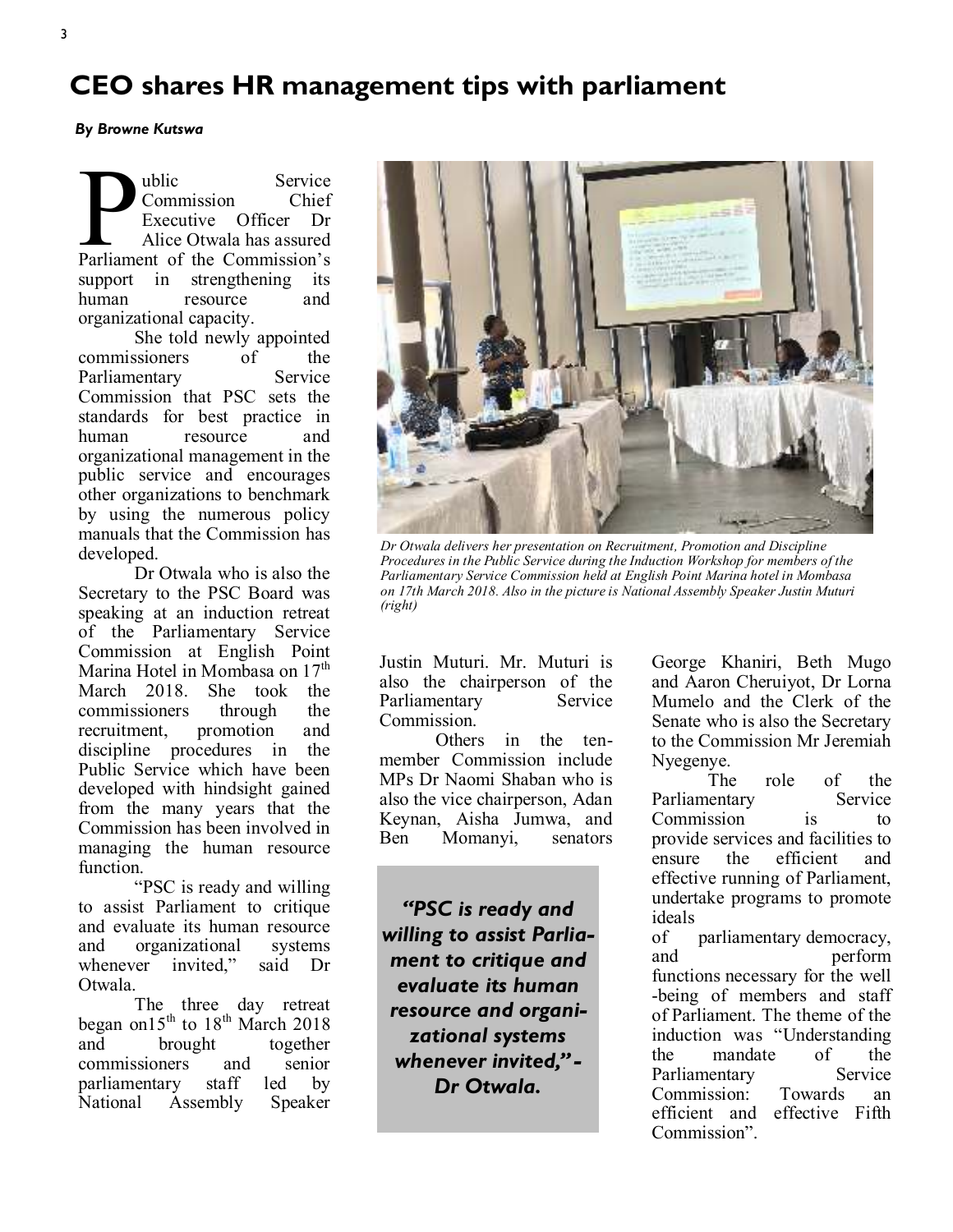# CEO shares HR management tips with parliament

***By Browne Kutswa***

Public Service Commission Chief Executive Officer Dr Alice Otwala has assured Parliament of the Commission's support in strengthening its human resource and organizational capacity.

She told newly appointed commissioners of the Parliamentary Service Commission that PSC sets the standards for best practice in human resource and organizational management in the public service and encourages other organizations to benchmark by using the numerous policy manuals that the Commission has developed.

Dr Otwala who is also the Secretary to the PSC Board was speaking at an induction retreat of the Parliamentary Service Commission at English Point Marina Hotel in Mombasa on 17th March 2018. She took the commissioners through the recruitment, promotion and discipline procedures in the Public Service which have been developed with hindsight gained from the many years that the Commission has been involved in managing the human resource function.

"PSC is ready and willing to assist Parliament to critique and evaluate its human resource and organizational systems whenever invited," said Dr Otwala.

The three day retreat began on15th to 18th March 2018 and brought together commissioners and senior parliamentary staff led by National Assembly Speaker Justin Muturi. Mr. Muturi is also the chairperson of the Parliamentary Service Commission.

*Dr Otwala delivers her presentation on Recruitment, Promotion and Discipline Procedures in the Public Service during the Induction Workshop for members of the Parliamentary Service Commission held at English Point Marina hotel in Mombasa on 17th March 2018. Also in the picture is National Assembly Speaker Justin Muturi (right)*

Others in the ten-member Commission include MPs Dr Naomi Shaban who is also the vice chairperson, Adan Keynan, Aisha Jumwa, and Ben Momanyi, senators George Khaniri, Beth Mugo and Aaron Cheruiyot, Dr Lorna Mumelo and the Clerk of the Senate who is also the Secretary to the Commission Mr Jeremiah Nyegenye.

> ***"PSC is ready and willing to assist Parliament to critique and evaluate its human resource and organizational systems whenever invited," - Dr Otwala.***

The role of the Parliamentary Service Commission is to provide services and facilities to ensure the efficient and effective running of Parliament, undertake programs to promote ideals of parliamentary democracy, and perform functions necessary for the well-being of members and staff of Parliament. The theme of the induction was "Understanding the mandate of the Parliamentary Service Commission: Towards an efficient and effective Fifth Commission".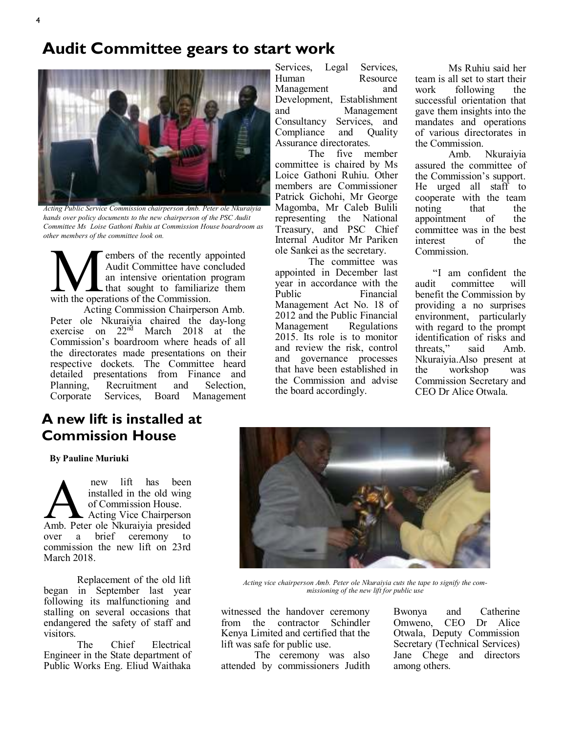# Audit Committee gears to start work

*Acting Public Service Commission chairperson Amb. Peter ole Nkuraiyia hands over policy documents to the new chairperson of the PSC Audit Committee Ms Loise Gathoni Ruhiu at Commission House boardroom as other members of the committee look on.*

Members of the recently appointed Audit Committee have concluded an intensive orientation program that sought to familiarize them with the operations of the Commission.

Acting Commission Chairperson Amb. Peter ole Nkuraiyia chaired the day-long exercise on 22nd March 2018 at the Commission's boardroom where heads of all the directorates made presentations on their respective dockets. The Committee heard detailed presentations from Finance and Planning, Recruitment and Selection, Corporate Services, Board Management Services, Legal Services, Human Resource Management and Development, Establishment and Management Consultancy Services, and Compliance and Quality Assurance directorates.

The five member committee is chaired by Ms Loice Gathoni Ruhiu. Other members are Commissioner Patrick Gichohi, Mr George Magomba, Mr Caleb Bulili representing the National Treasury, and PSC Chief Internal Auditor Mr Pariken ole Sankei as the secretary.

The committee was appointed in December last year in accordance with the Public Financial Management Act No. 18 of 2012 and the Public Financial Management Regulations 2015. Its role is to monitor and review the risk, control and governance processes that have been established in the Commission and advise the board accordingly.

Ms Ruhiu said her team is all set to start their work following the successful orientation that gave them insights into the mandates and operations of various directorates in the Commission.

Amb. Nkuraiyia assured the committee of the Commission's support. He urged all staff to cooperate with the team noting that the appointment of the committee was in the best interest of the Commission.

"I am confident the audit committee will benefit the Commission by providing a no surprises environment, particularly with regard to the prompt identification of risks and threats," said Amb. Nkuraiyia.Also present at the workshop was Commission Secretary and CEO Dr Alice Otwala.

# A new lift is installed at Commission House

**By Pauline Muriuki**

A new lift has been installed in the old wing of Commission House.

Acting Vice Chairperson Amb. Peter ole Nkuraiyia presided over a brief ceremony to commission the new lift on 23rd March 2018.

Replacement of the old lift began in September last year following its malfunctioning and stalling on several occasions that endangered the safety of staff and visitors.

The Chief Electrical Engineer in the State department of Public Works Eng. Eliud Waithaka witnessed the handover ceremony from the contractor Schindler Kenya Limited and certified that the lift was safe for public use.

The ceremony was also attended by commissioners Judith Bwonya and Catherine Omweno, CEO Dr Alice Otwala, Deputy Commission Secretary (Technical Services) Jane Chege and directors among others.

*Acting vice chairperson Amb. Peter ole Nkuraiyia cuts the tape to signify the commissioning of the new lift for public use*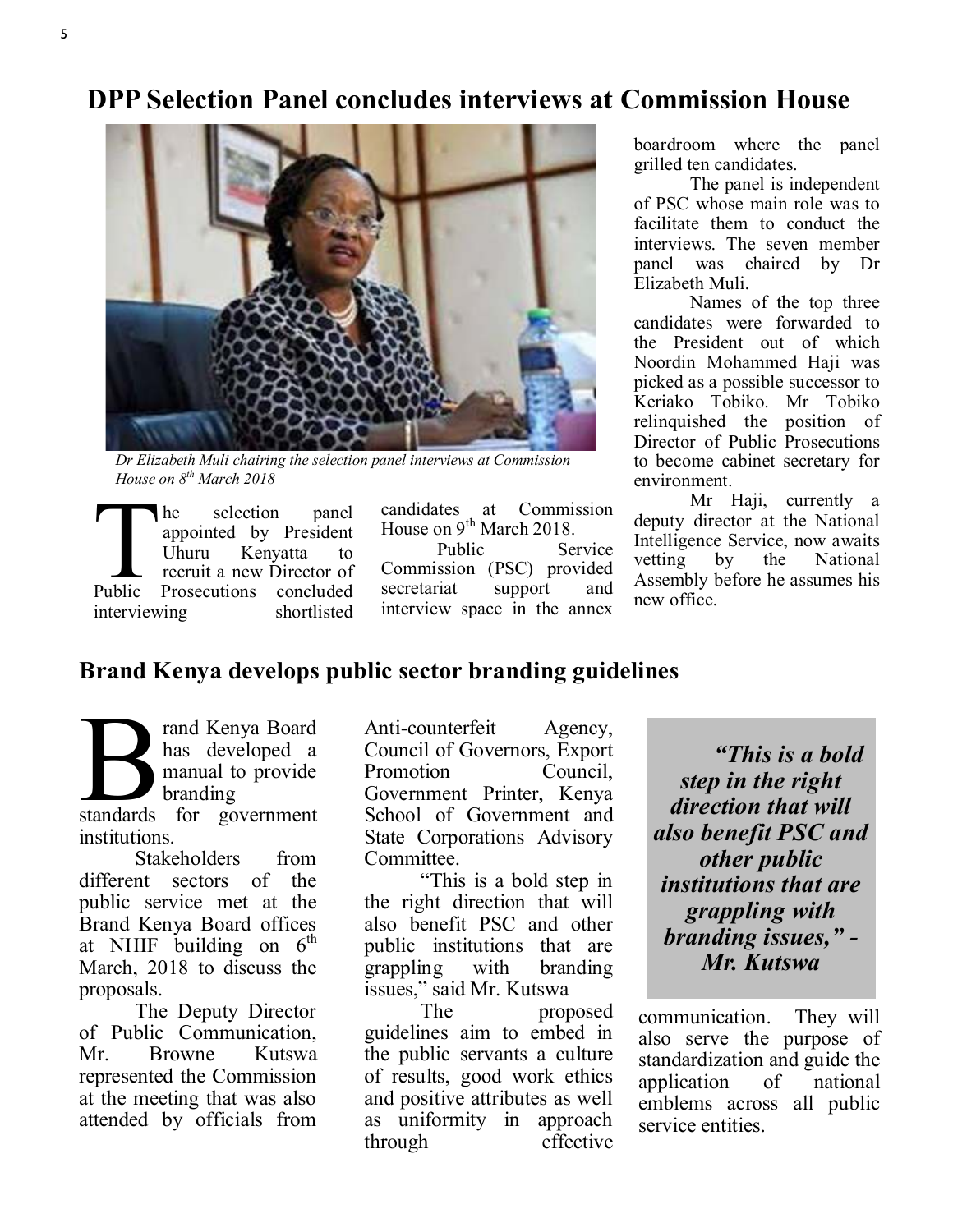## DPP Selection Panel concludes interviews at Commission House

*Dr Elizabeth Muli chairing the selection panel interviews at Commission House on 8th March 2018*

The selection panel appointed by President Uhuru Kenyatta to recruit a new Director of Public Prosecutions concluded interviewing shortlisted candidates at Commission House on 9th March 2018.

Public Service Commission (PSC) provided secretariat support and interview space in the annex boardroom where the panel grilled ten candidates.

The panel is independent of PSC whose main role was to facilitate them to conduct the interviews. The seven member panel was chaired by Dr Elizabeth Muli.

Names of the top three candidates were forwarded to the President out of which Noordin Mohammed Haji was picked as a possible successor to Keriako Tobiko. Mr Tobiko relinquished the position of Director of Public Prosecutions to become cabinet secretary for environment.

Mr Haji, currently a deputy director at the National Intelligence Service, now awaits vetting by the National Assembly before he assumes his new office.

## Brand Kenya develops public sector branding guidelines

Brand Kenya Board has developed a manual to provide branding standards for government institutions.

Stakeholders from different sectors of the public service met at the Brand Kenya Board offices at NHIF building on 6th March, 2018 to discuss the proposals.

The Deputy Director of Public Communication, Mr. Browne Kutswa represented the Commission at the meeting that was also attended by officials from Anti-counterfeit Agency, Council of Governors, Export Promotion Council, Government Printer, Kenya School of Government and State Corporations Advisory Committee.

"This is a bold step in the right direction that will also benefit PSC and other public institutions that are grappling with branding issues," said Mr. Kutswa

The proposed guidelines aim to embed in the public servants a culture of results, good work ethics and positive attributes as well as uniformity in approach through effective communication. They will also serve the purpose of standardization and guide the application of national emblems across all public service entities.

> ***"This is a bold step in the right direction that will also benefit PSC and other public institutions that are grappling with branding issues," - Mr. Kutswa***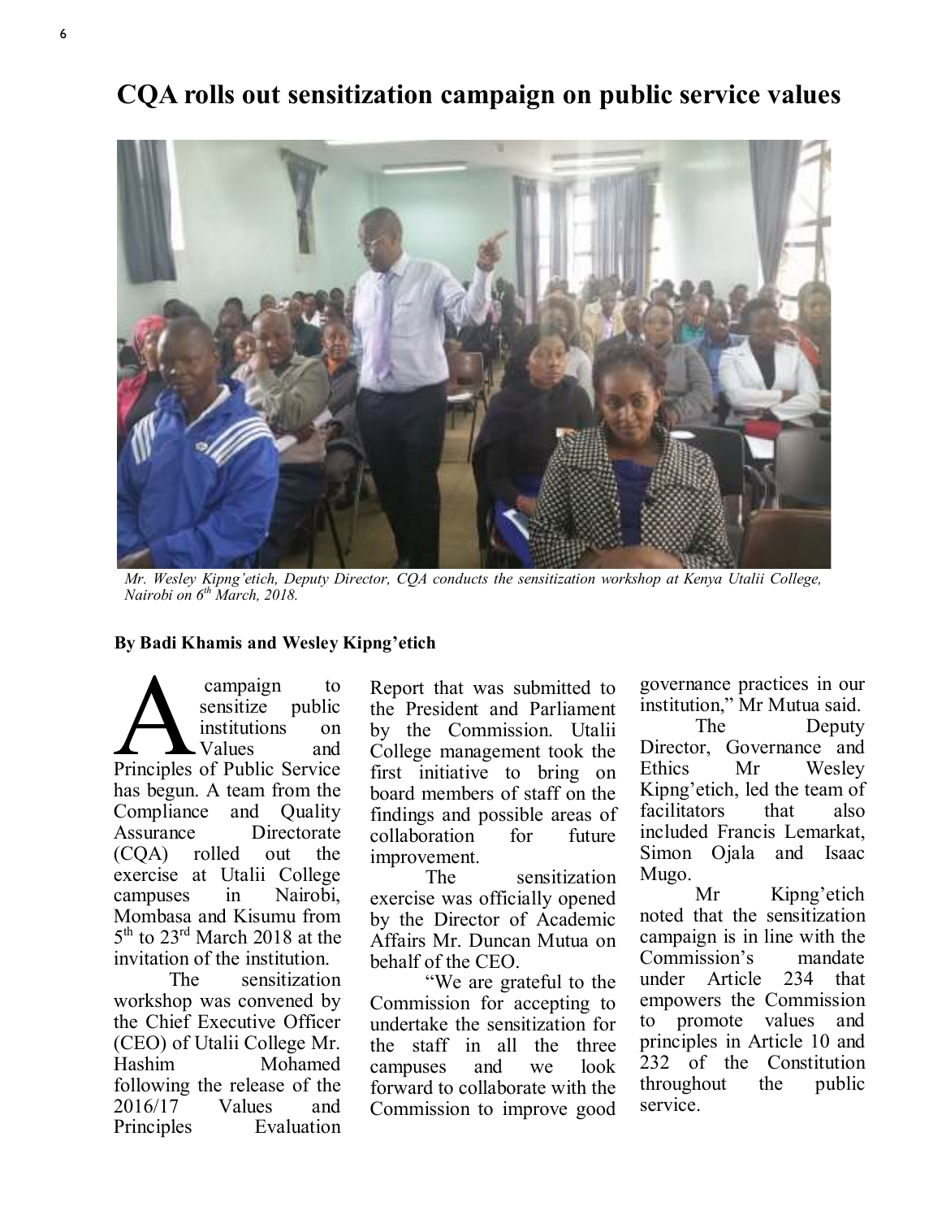# CQA rolls out sensitization campaign on public service values

*Mr. Wesley Kipng'etich, Deputy Director, CQA conducts the sensitization workshop at Kenya Utalii College, Nairobi on 6th March, 2018.*

**By Badi Khamis and Wesley Kipng'etich**

A campaign to sensitize public institutions on Values and Principles of Public Service has begun. A team from the Compliance and Quality Assurance Directorate (CQA) rolled out the exercise at Utalii College campuses in Nairobi, Mombasa and Kisumu from 5th to 23rd March 2018 at the invitation of the institution.

The sensitization workshop was convened by the Chief Executive Officer (CEO) of Utalii College Mr. Hashim Mohamed following the release of the 2016/17 Values and Principles Evaluation Report that was submitted to the President and Parliament by the Commission. Utalii College management took the first initiative to bring on board members of staff on the findings and possible areas of collaboration for future improvement.

The sensitization exercise was officially opened by the Director of Academic Affairs Mr. Duncan Mutua on behalf of the CEO.

"We are grateful to the Commission for accepting to undertake the sensitization for the staff in all the three campuses and we look forward to collaborate with the Commission to improve good governance practices in our institution," Mr Mutua said.

The Deputy Director, Governance and Ethics Mr Wesley Kipng'etich, led the team of facilitators that also included Francis Lemarkat, Simon Ojala and Isaac Mugo.

Mr Kipng'etich noted that the sensitization campaign is in line with the Commission's mandate under Article 234 that empowers the Commission to promote values and principles in Article 10 and 232 of the Constitution throughout the public service.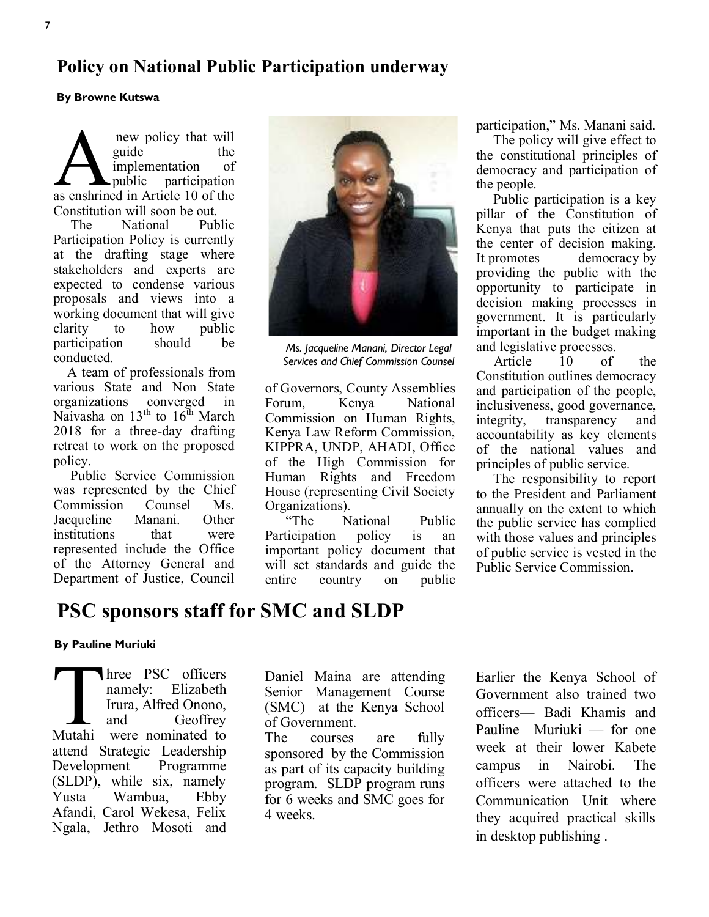## Policy on National Public Participation underway

**By Browne Kutswa**

A new policy that will guide the implementation of public participation as enshrined in Article 10 of the Constitution will soon be out.

The National Public Participation Policy is currently at the drafting stage where stakeholders and experts are expected to condense various proposals and views into a working document that will give clarity to how public participation should be conducted.

A team of professionals from various State and Non State organizations converged in Naivasha on 13th to 16th March 2018 for a three-day drafting retreat to work on the proposed policy.

Public Service Commission was represented by the Chief Commission Counsel Ms. Jacqueline Manani. Other institutions that were represented include the Office of the Attorney General and Department of Justice, Council of Governors, County Assemblies Forum, Kenya National Commission on Human Rights, Kenya Law Reform Commission, KIPPRA, UNDP, AHADI, Office of the High Commission for Human Rights and Freedom House (representing Civil Society Organizations).

*Ms. Jacqueline Manani, Director Legal Services and Chief Commission Counsel*

"The National Public Participation policy is an important policy document that will set standards and guide the entire country on public participation," Ms. Manani said.

The policy will give effect to the constitutional principles of democracy and participation of the people.

Public participation is a key pillar of the Constitution of Kenya that puts the citizen at the center of decision making. It promotes democracy by providing the public with the opportunity to participate in decision making processes in government. It is particularly important in the budget making and legislative processes.

Article 10 of the Constitution outlines democracy and participation of the people, inclusiveness, good governance, integrity, transparency and accountability as key elements of the national values and principles of public service.

The responsibility to report to the President and Parliament annually on the extent to which the public service has complied with those values and principles of public service is vested in the Public Service Commission.

## PSC sponsors staff for SMC and SLDP

**By Pauline Muriuki**

Three PSC officers namely: Elizabeth Irura, Alfred Onono, and Geoffrey Mutahi were nominated to attend Strategic Leadership Development Programme (SLDP), while six, namely Yusta Wambua, Ebby Afandi, Carol Wekesa, Felix Ngala, Jethro Mosoti and Daniel Maina are attending Senior Management Course (SMC) at the Kenya School of Government.

The courses are fully sponsored by the Commission as part of its capacity building program. SLDP program runs for 6 weeks and SMC goes for 4 weeks.

Earlier the Kenya School of Government also trained two officers— Badi Khamis and Pauline Muriuki — for one week at their lower Kabete campus in Nairobi. The officers were attached to the Communication Unit where they acquired practical skills in desktop publishing .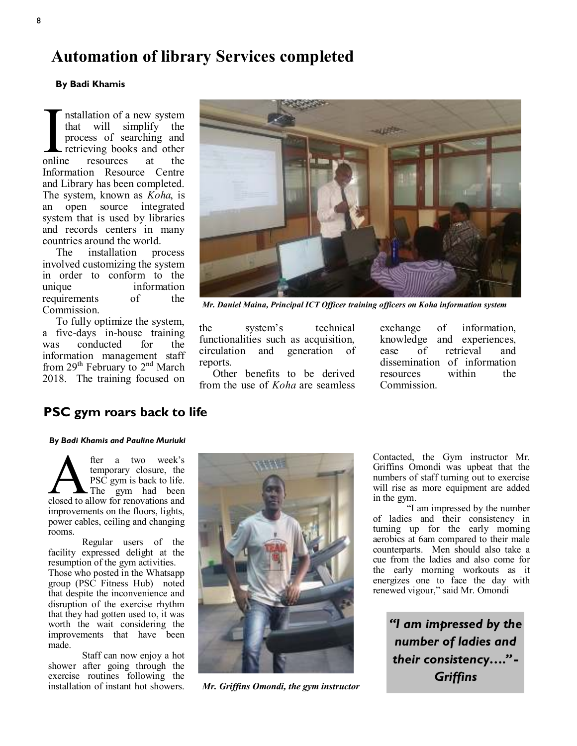# Automation of library Services completed

**By Badi Khamis**

Installation of a new system that will simplify the process of searching and retrieving books and other online resources at the Information Resource Centre and Library has been completed. The system, known as *Koha*, is an open source integrated system that is used by libraries and records centers in many countries around the world.

The installation process involved customizing the system in order to conform to the unique information requirements of the Commission.

To fully optimize the system, a five-days in-house training was conducted for the information management staff from 29th February to 2nd March 2018. The training focused on the system's technical functionalities such as acquisition, circulation and generation of reports.

*Mr. Daniel Maina, Principal ICT Officer training officers on Koha information system*

Other benefits to be derived from the use of *Koha* are seamless exchange of information, knowledge and experiences, ease of retrieval and dissemination of information resources within the Commission.

## PSC gym roars back to life

***By Badi Khamis and Pauline Muriuki***

After a two week's temporary closure, the PSC gym is back to life. The gym had been closed to allow for renovations and improvements on the floors, lights, power cables, ceiling and changing rooms.

Regular users of the facility expressed delight at the resumption of the gym activities. Those who posted in the Whatsapp group (PSC Fitness Hub) noted that despite the inconvenience and disruption of the exercise rhythm that they had gotten used to, it was worth the wait considering the improvements that have been made.

Staff can now enjoy a hot shower after going through the exercise routines following the installation of instant hot showers.

*Mr. Griffins Omondi, the gym instructor*

Contacted, the Gym instructor Mr. Griffins Omondi was upbeat that the numbers of staff turning out to exercise will rise as more equipment are added in the gym.

"I am impressed by the number of ladies and their consistency in turning up for the early morning aerobics at 6am compared to their male counterparts. Men should also take a cue from the ladies and also come for the early morning workouts as it energizes one to face the day with renewed vigour," said Mr. Omondi

> ***"I am impressed by the number of ladies and their consistency…." - Griffins***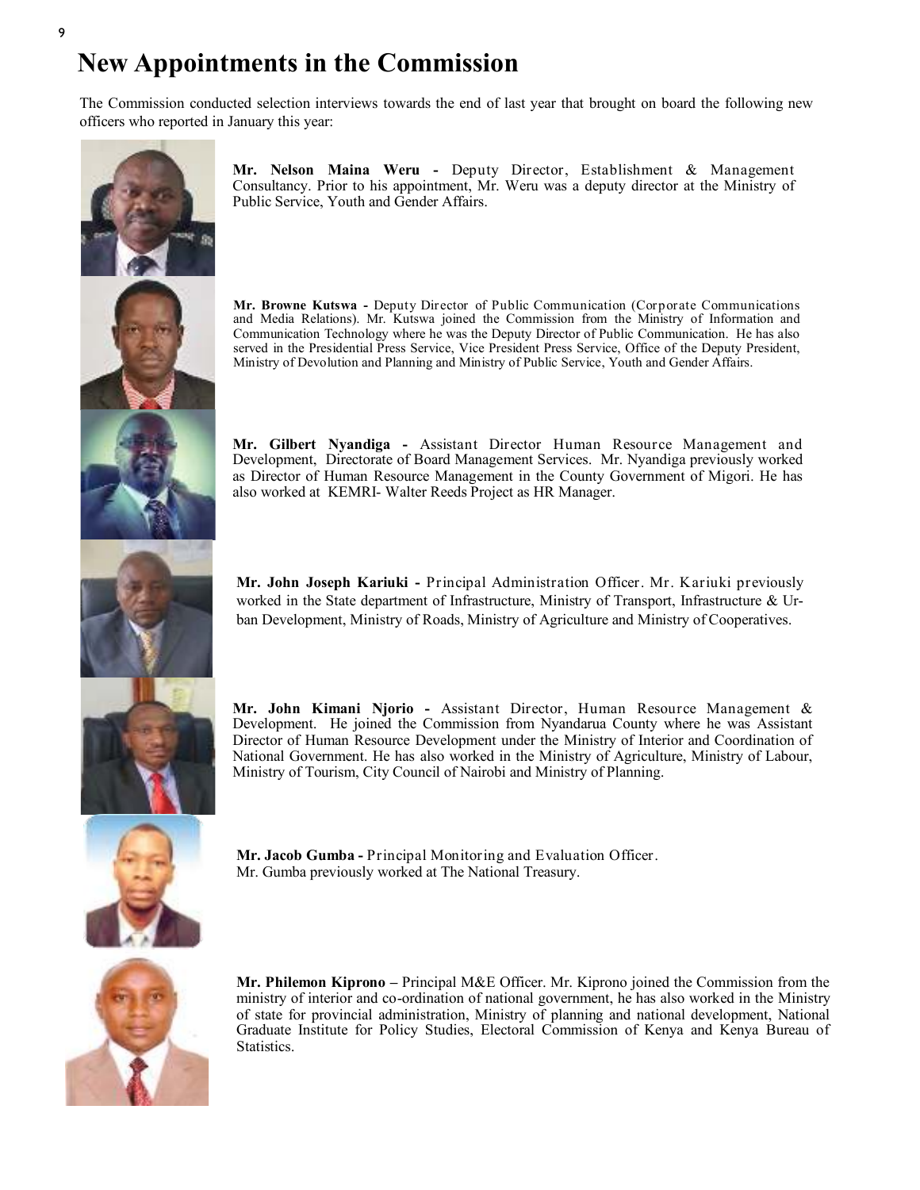# New Appointments in the Commission

The Commission conducted selection interviews towards the end of last year that brought on board the following new officers who reported in January this year:

**Mr. Nelson Maina Weru -** Deputy Director, Establishment & Management Consultancy. Prior to his appointment, Mr. Weru was a deputy director at the Ministry of Public Service, Youth and Gender Affairs.

**Mr. Browne Kutswa -** Deputy Director of Public Communication (Corporate Communications and Media Relations). Mr. Kutswa joined the Commission from the Ministry of Information and Communication Technology where he was the Deputy Director of Public Communication. He has also served in the Presidential Press Service, Vice President Press Service, Office of the Deputy President, Ministry of Devolution and Planning and Ministry of Public Service, Youth and Gender Affairs.

**Mr. Gilbert Nyandiga -** Assistant Director Human Resource Management and Development, Directorate of Board Management Services. Mr. Nyandiga previously worked as Director of Human Resource Management in the County Government of Migori. He has also worked at KEMRI- Walter Reeds Project as HR Manager.

**Mr. John Joseph Kariuki -** Principal Administration Officer. Mr. Kariuki previously worked in the State department of Infrastructure, Ministry of Transport, Infrastructure & Urban Development, Ministry of Roads, Ministry of Agriculture and Ministry of Cooperatives.

**Mr. John Kimani Njorio -** Assistant Director, Human Resource Management & Development. He joined the Commission from Nyandarua County where he was Assistant Director of Human Resource Development under the Ministry of Interior and Coordination of National Government. He has also worked in the Ministry of Agriculture, Ministry of Labour, Ministry of Tourism, City Council of Nairobi and Ministry of Planning.

**Mr. Jacob Gumba -** Principal Monitoring and Evaluation Officer. Mr. Gumba previously worked at The National Treasury.

**Mr. Philemon Kiprono –** Principal M&E Officer. Mr. Kiprono joined the Commission from the ministry of interior and co-ordination of national government, he has also worked in the Ministry of state for provincial administration, Ministry of planning and national development, National Graduate Institute for Policy Studies, Electoral Commission of Kenya and Kenya Bureau of Statistics.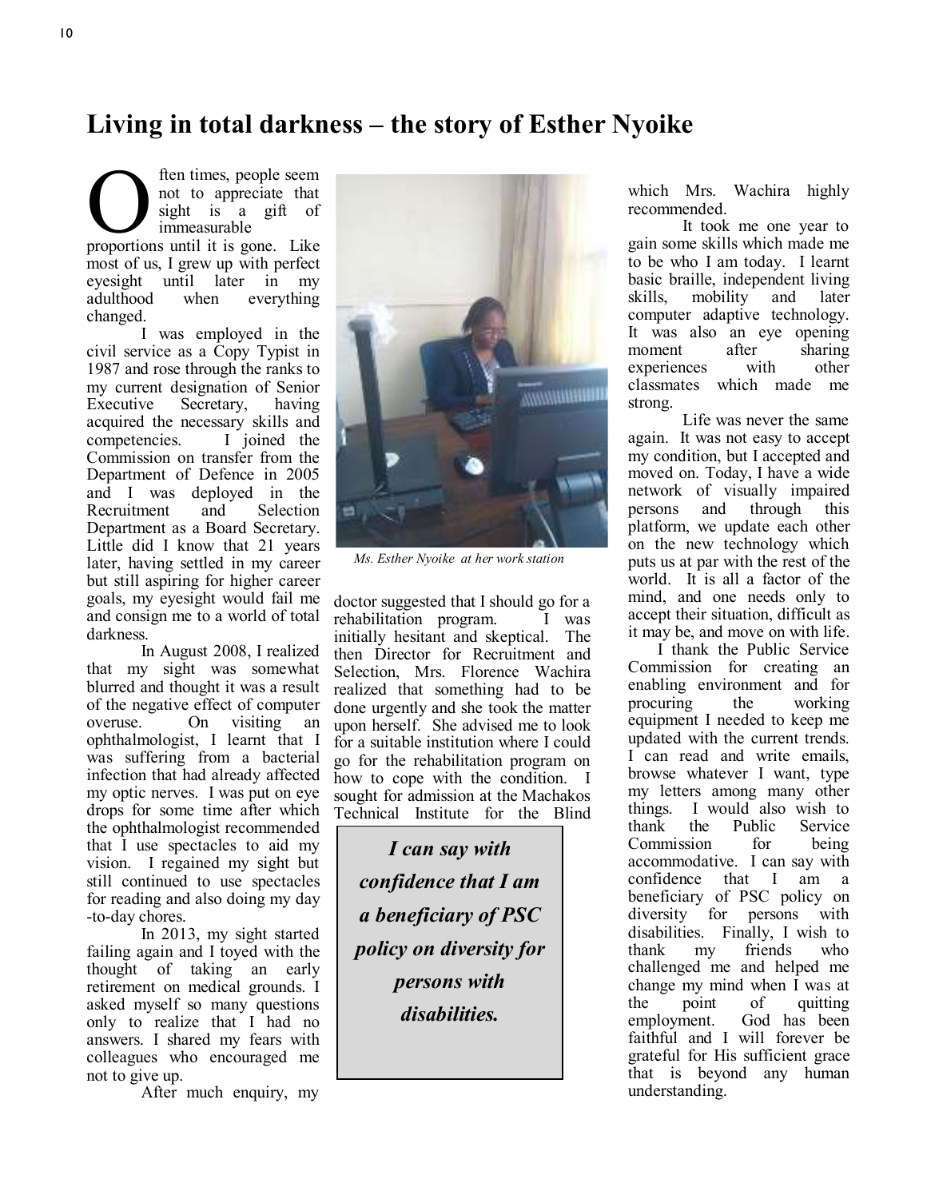# Living in total darkness – the story of Esther Nyoike

Often times, people seem not to appreciate that sight is a gift of immeasurable proportions until it is gone. Like most of us, I grew up with perfect eyesight until later in my adulthood when everything changed.

I was employed in the civil service as a Copy Typist in 1987 and rose through the ranks to my current designation of Senior Executive Secretary, having acquired the necessary skills and competencies. I joined the Commission on transfer from the Department of Defence in 2005 and I was deployed in the Recruitment and Selection Department as a Board Secretary. Little did I know that 21 years later, having settled in my career but still aspiring for higher career goals, my eyesight would fail me and consign me to a world of total darkness.

In August 2008, I realized that my sight was somewhat blurred and thought it was a result of the negative effect of computer overuse. On visiting an ophthalmologist, I learnt that I was suffering from a bacterial infection that had already affected my optic nerves. I was put on eye drops for some time after which the ophthalmologist recommended that I use spectacles to aid my vision. I regained my sight but still continued to use spectacles for reading and also doing my day-to-day chores.

In 2013, my sight started failing again and I toyed with the thought of taking an early retirement on medical grounds. I asked myself so many questions only to realize that I had no answers. I shared my fears with colleagues who encouraged me not to give up.

After much enquiry, my doctor suggested that I should go for a rehabilitation program. I was initially hesitant and skeptical. The then Director for Recruitment and Selection, Mrs. Florence Wachira realized that something had to be done urgently and she took the matter upon herself. She advised me to look for a suitable institution where I could go for the rehabilitation program on how to cope with the condition. I sought for admission at the Machakos Technical Institute for the Blind which Mrs. Wachira highly recommended.

*Ms. Esther Nyoike at her work station*

> ***I can say with confidence that I am a beneficiary of PSC policy on diversity for persons with disabilities.***

It took me one year to gain some skills which made me to be who I am today. I learnt basic braille, independent living skills, mobility and later computer adaptive technology. It was also an eye opening moment after sharing experiences with other classmates which made me strong.

Life was never the same again. It was not easy to accept my condition, but I accepted and moved on. Today, I have a wide network of visually impaired persons and through this platform, we update each other on the new technology which puts us at par with the rest of the world. It is all a factor of the mind, and one needs only to accept their situation, difficult as it may be, and move on with life.

I thank the Public Service Commission for creating an enabling environment and for procuring the working equipment I needed to keep me updated with the current trends. I can read and write emails, browse whatever I want, type my letters among many other things. I would also wish to thank the Public Service Commission for being accommodative. I can say with confidence that I am a beneficiary of PSC policy on diversity for persons with disabilities. Finally, I wish to thank my friends who challenged me and helped me change my mind when I was at the point of quitting employment. God has been faithful and I will forever be grateful for His sufficient grace that is beyond any human understanding.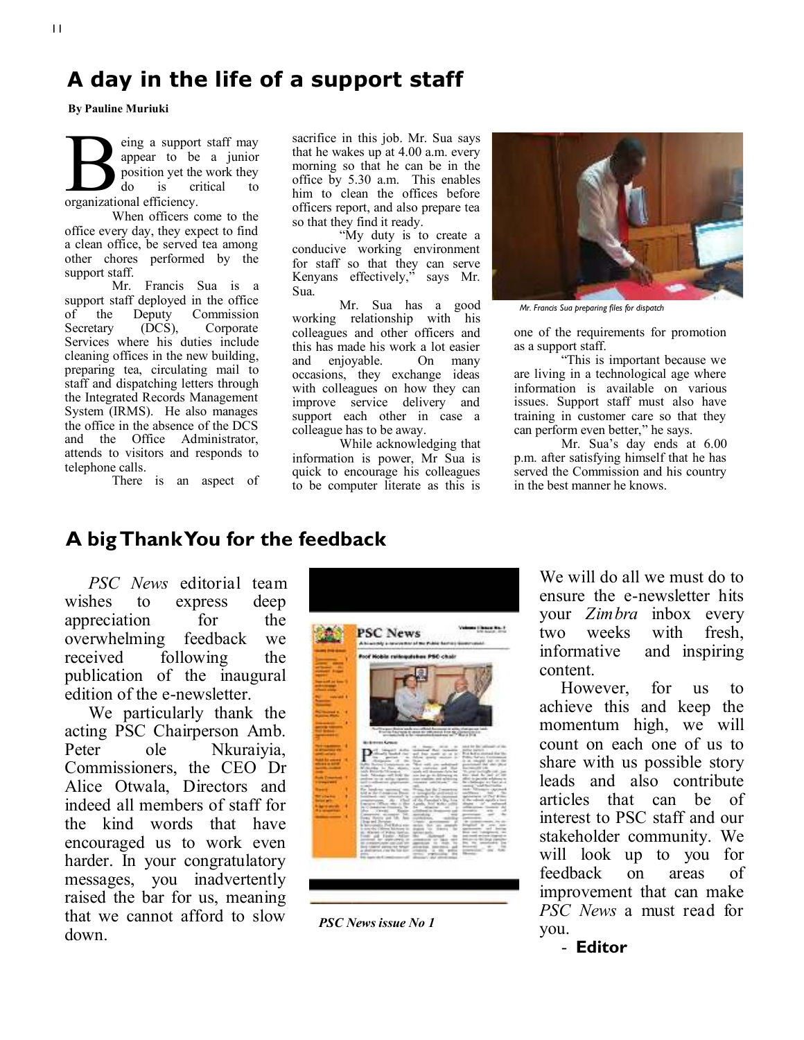# A day in the life of a support staff

**By Pauline Muriuki**

Being a support staff may appear to be a junior position yet the work they do is critical to organizational efficiency.

When officers come to the office every day, they expect to find a clean office, be served tea among other chores performed by the support staff.

Mr. Francis Sua is a support staff deployed in the office of the Deputy Commission Secretary (DCS), Corporate Services where his duties include cleaning offices in the new building, preparing tea, circulating mail to staff and dispatching letters through the Integrated Records Management System (IRMS). He also manages the office in the absence of the DCS and the Office Administrator, attends to visitors and responds to telephone calls.

There is an aspect of sacrifice in this job. Mr. Sua says that he wakes up at 4.00 a.m. every morning so that he can be in the office by 5.30 a.m. This enables him to clean the offices before officers report, and also prepare tea so that they find it ready.

"My duty is to create a conducive working environment for staff so that they can serve Kenyans effectively," says Mr. Sua.

Mr. Sua has a good working relationship with his colleagues and other officers and this has made his work a lot easier and enjoyable. On many occasions, they exchange ideas with colleagues on how they can improve service delivery and support each other in case a colleague has to be away.

While acknowledging that information is power, Mr Sua is quick to encourage his colleagues to be computer literate as this is one of the requirements for promotion as a support staff.

*Mr. Francis Sua preparing files for dispatch*

"This is important because we are living in a technological age where information is available on various issues. Support staff must also have training in customer care so that they can perform even better," he says.

Mr. Sua's day ends at 6.00 p.m. after satisfying himself that he has served the Commission and his country in the best manner he knows.

# A big Thank You for the feedback

*PSC News* editorial team wishes to express deep appreciation for the overwhelming feedback we received following the publication of the inaugural edition of the e-newsletter.

We particularly thank the acting PSC Chairperson Amb. Peter ole Nkuraiyia, Commissioners, the CEO Dr Alice Otwala, Directors and indeed all members of staff for the kind words that have encouraged us to work even harder. In your congratulatory messages, you inadvertently raised the bar for us, meaning that we cannot afford to slow down.

*PSC News issue No 1*

We will do all we must do to ensure the e-newsletter hits your *Zimbra* inbox every two weeks with fresh, informative and inspiring content.

However, for us to achieve this and keep the momentum high, we will count on each one of us to share with us possible story leads and also contribute articles that can be of interest to PSC staff and our stakeholder community. We will look up to you for feedback on areas of improvement that can make *PSC News* a must read for you.

- **Editor**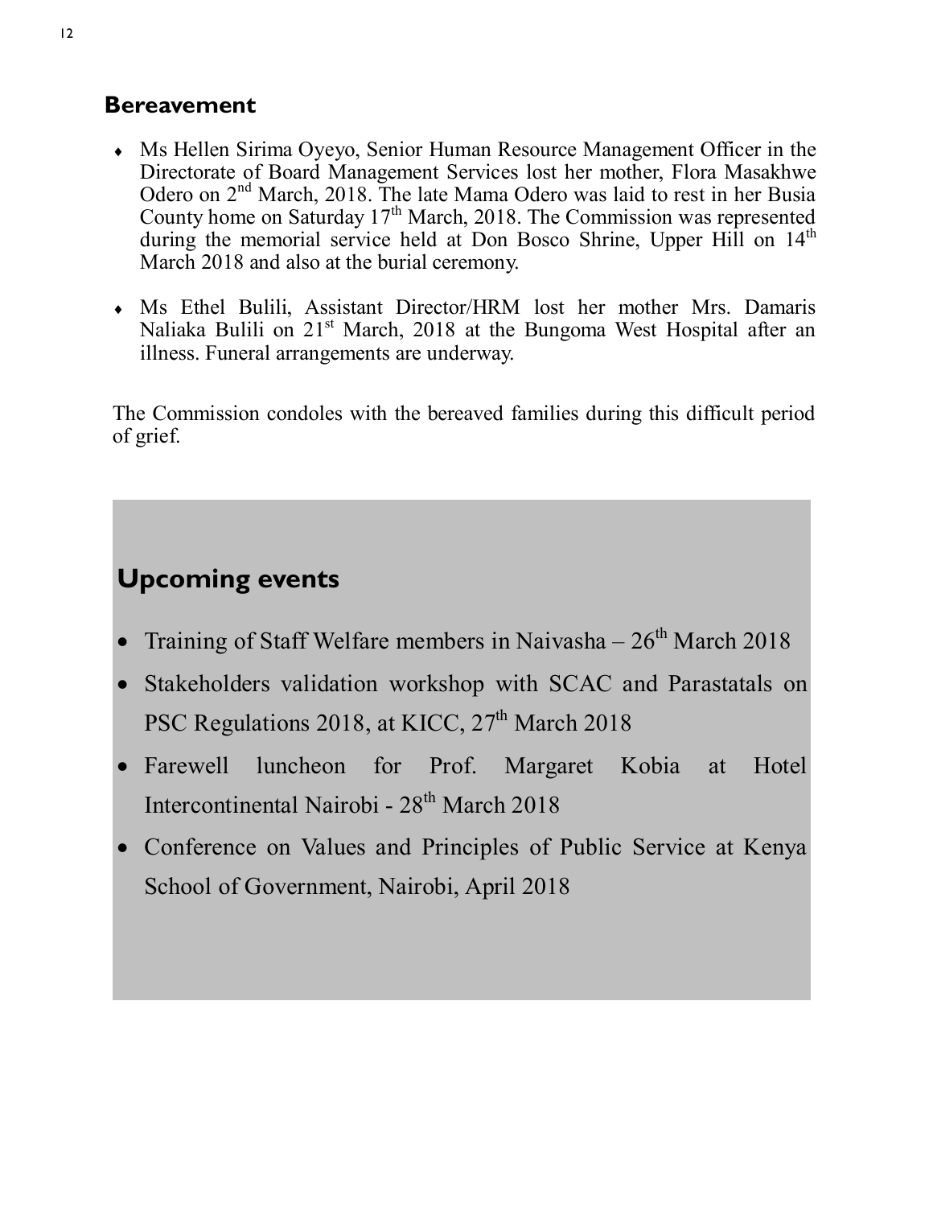## Bereavement

- Ms Hellen Sirima Oyeyo, Senior Human Resource Management Officer in the Directorate of Board Management Services lost her mother, Flora Masakhwe Odero on 2nd March, 2018. The late Mama Odero was laid to rest in her Busia County home on Saturday 17th March, 2018. The Commission was represented during the memorial service held at Don Bosco Shrine, Upper Hill on 14th March 2018 and also at the burial ceremony.

- Ms Ethel Bulili, Assistant Director/HRM lost her mother Mrs. Damaris Naliaka Bulili on 21st March, 2018 at the Bungoma West Hospital after an illness. Funeral arrangements are underway.

The Commission condoles with the bereaved families during this difficult period of grief.

## Upcoming events

- Training of Staff Welfare members in Naivasha – 26th March 2018
- Stakeholders validation workshop with SCAC and Parastatals on PSC Regulations 2018, at KICC, 27th March 2018
- Farewell luncheon for Prof. Margaret Kobia at Hotel Intercontinental Nairobi - 28th March 2018
- Conference on Values and Principles of Public Service at Kenya School of Government, Nairobi, April 2018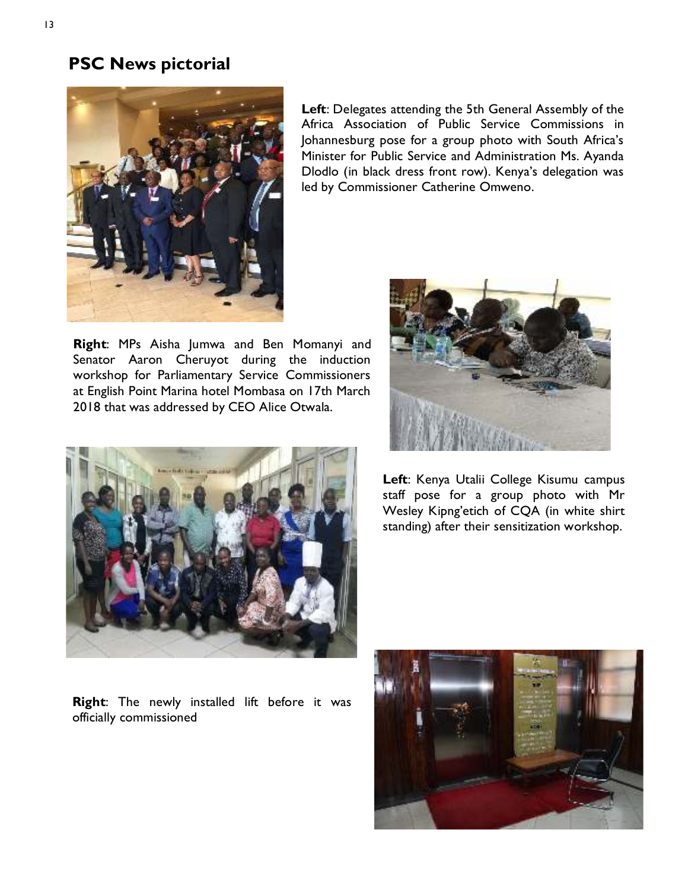## PSC News pictorial

**Left**: Delegates attending the 5th General Assembly of the Africa Association of Public Service Commissions in Johannesburg pose for a group photo with South Africa's Minister for Public Service and Administration Ms. Ayanda Dlodlo (in black dress front row). Kenya's delegation was led by Commissioner Catherine Omweno.

**Right**: MPs Aisha Jumwa and Ben Momanyi and Senator Aaron Cheruyot during the induction workshop for Parliamentary Service Commissioners at English Point Marina hotel Mombasa on 17th March 2018 that was addressed by CEO Alice Otwala.

**Left**: Kenya Utalii College Kisumu campus staff pose for a group photo with Mr Wesley Kipng'etich of CQA (in white shirt standing) after their sensitization workshop.

**Right**: The newly installed lift before it was officially commissioned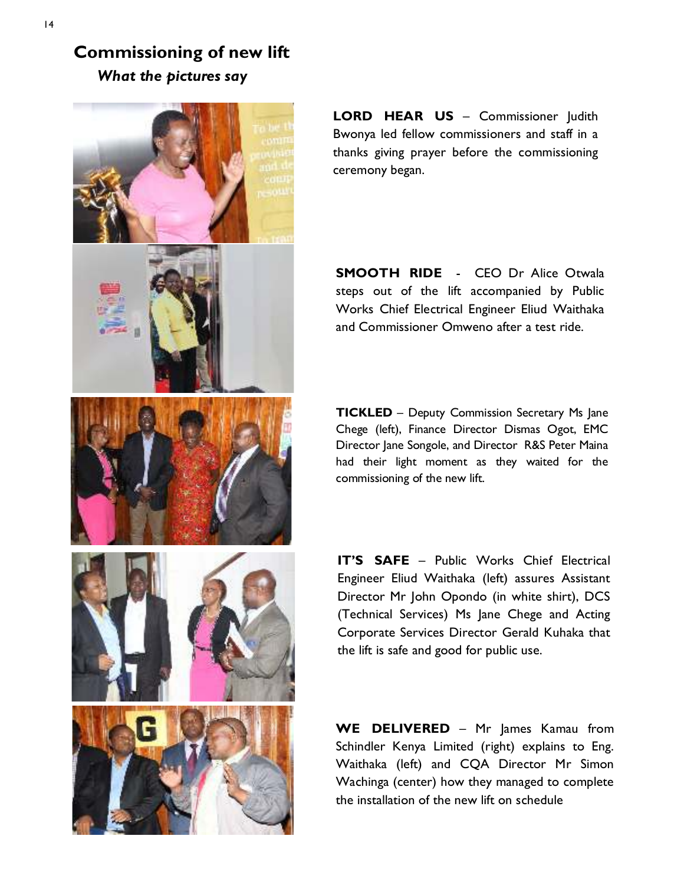## Commissioning of new lift

### *What the pictures say*

**LORD HEAR US** – Commissioner Judith Bwonya led fellow commissioners and staff in a thanks giving prayer before the commissioning ceremony began.

**SMOOTH RIDE** - CEO Dr Alice Otwala steps out of the lift accompanied by Public Works Chief Electrical Engineer Eliud Waithaka and Commissioner Omweno after a test ride.

**TICKLED** – Deputy Commission Secretary Ms Jane Chege (left), Finance Director Dismas Ogot, EMC Director Jane Songole, and Director R&S Peter Maina had their light moment as they waited for the commissioning of the new lift.

**IT'S SAFE** – Public Works Chief Electrical Engineer Eliud Waithaka (left) assures Assistant Director Mr John Opondo (in white shirt), DCS (Technical Services) Ms Jane Chege and Acting Corporate Services Director Gerald Kuhaka that the lift is safe and good for public use.

**WE DELIVERED** – Mr James Kamau from Schindler Kenya Limited (right) explains to Eng. Waithaka (left) and CQA Director Mr Simon Wachinga (center) how they managed to complete the installation of the new lift on schedule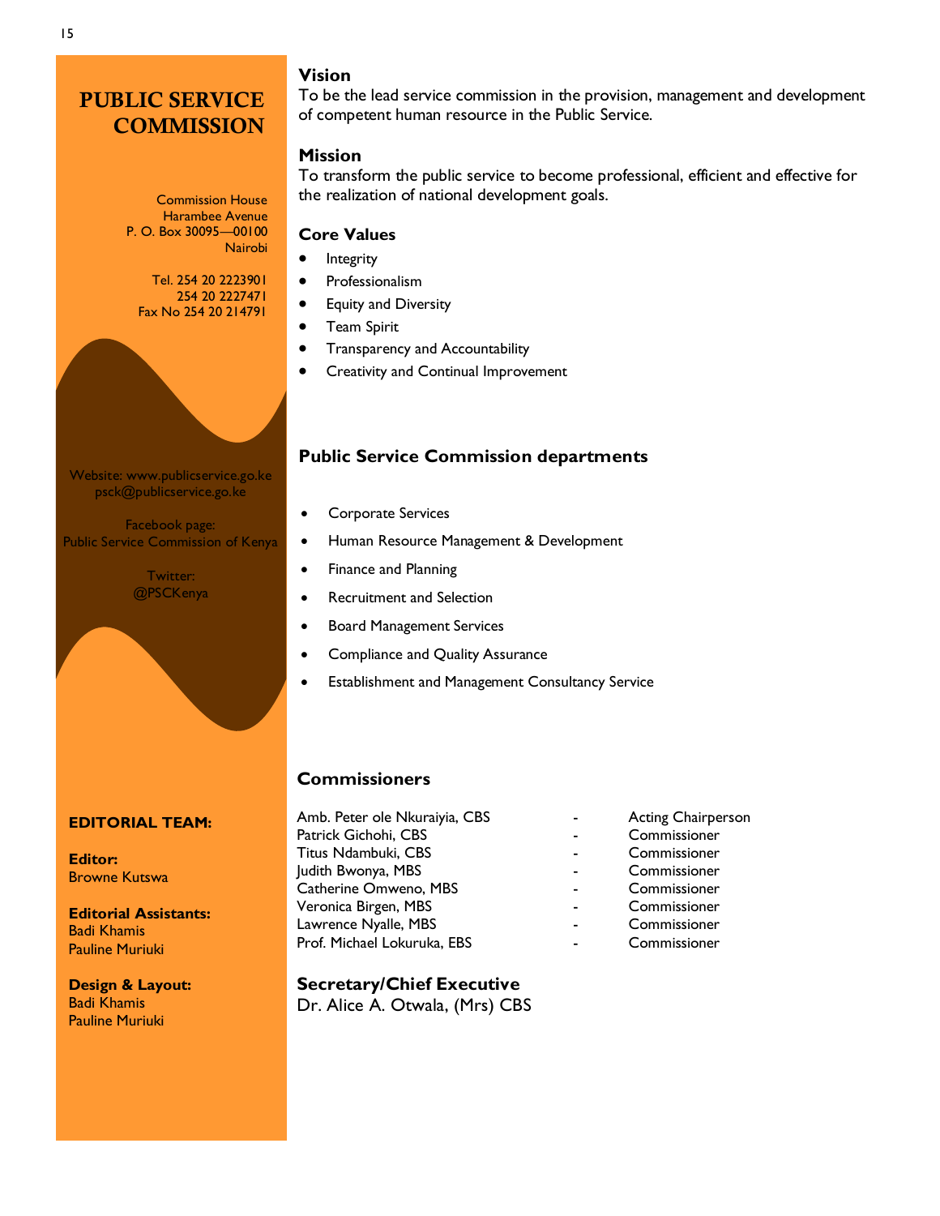# PUBLIC SERVICE COMMISSION

Commission House
Harambee Avenue
P. O. Box 30095—00100
Nairobi

Tel. 254 20 2223901
254 20 2227471
Fax No 254 20 214791

Website: www.publicservice.go.ke
psck@publicservice.go.ke

Facebook page:
Public Service Commission of Kenya

Twitter:
@PSCKenya

**EDITORIAL TEAM:**

**Editor:**
Browne Kutswa

**Editorial Assistants:**
Badi Khamis
Pauline Muriuki

**Design & Layout:**
Badi Khamis
Pauline Muriuki

## Vision

To be the lead service commission in the provision, management and development of competent human resource in the Public Service.

## Mission

To transform the public service to become professional, efficient and effective for the realization of national development goals.

## Core Values

- Integrity
- Professionalism
- Equity and Diversity
- Team Spirit
- Transparency and Accountability
- Creativity and Continual Improvement

## Public Service Commission departments

- Corporate Services
- Human Resource Management & Development
- Finance and Planning
- Recruitment and Selection
- Board Management Services
- Compliance and Quality Assurance
- Establishment and Management Consultancy Service

## Commissioners

| | | |
|---|---|---|
| Amb. Peter ole Nkuraiyia, CBS | - | Acting Chairperson |
| Patrick Gichohi, CBS | - | Commissioner |
| Titus Ndambuki, CBS | - | Commissioner |
| Judith Bwonya, MBS | - | Commissioner |
| Catherine Omweno, MBS | - | Commissioner |
| Veronica Birgen, MBS | - | Commissioner |
| Lawrence Nyalle, MBS | - | Commissioner |
| Prof. Michael Lokuruka, EBS | - | Commissioner |

## Secretary/Chief Executive

Dr. Alice A. Otwala, (Mrs) CBS